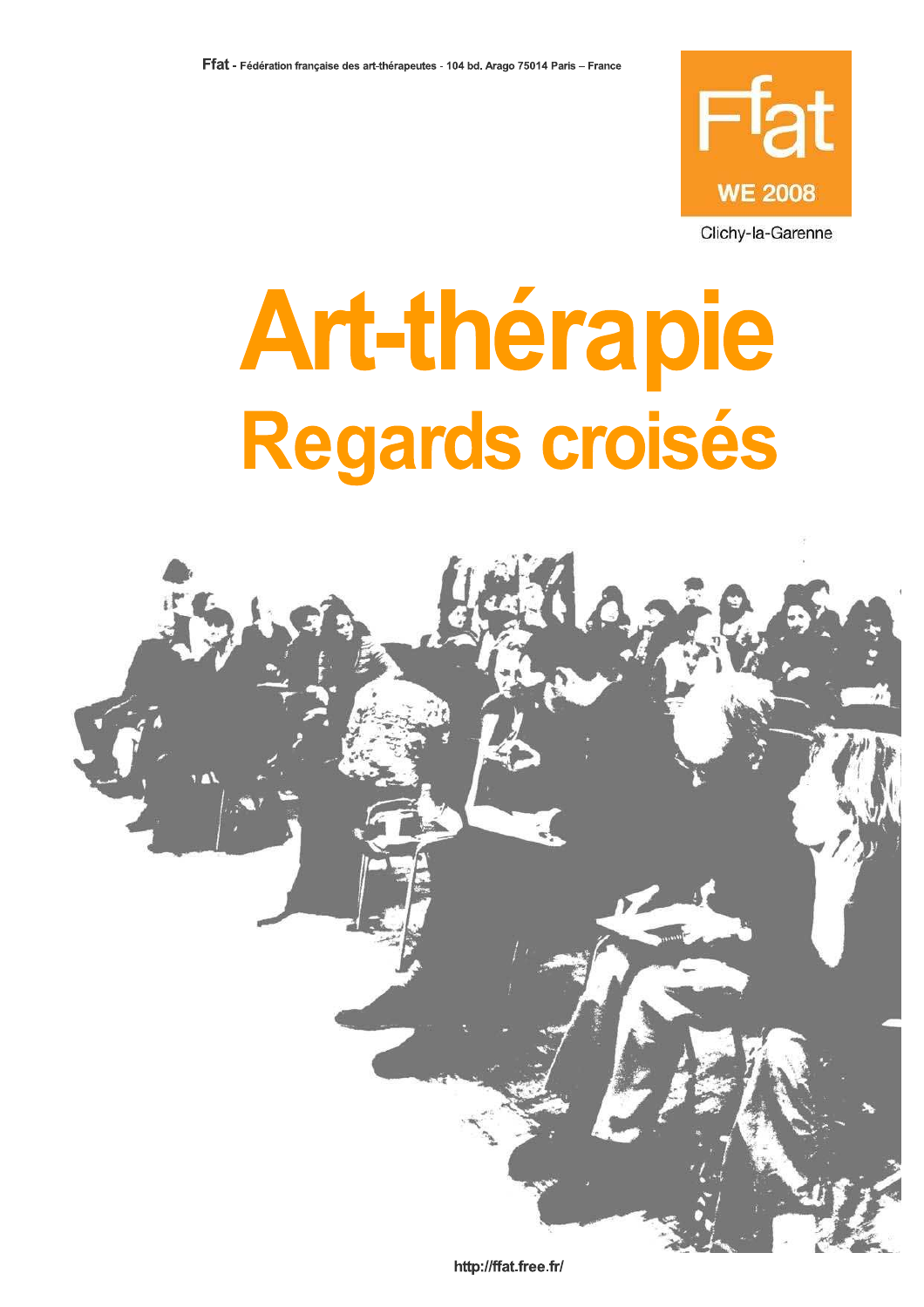**Ffat** - Fédération française des art-thérapeutes - 104 bd. Arago 75014 Paris – France

Ffat

WE 2008

Clichy-la-Garenne

# Art-thérapie

## Regards croisés

http://ffat.free.fr/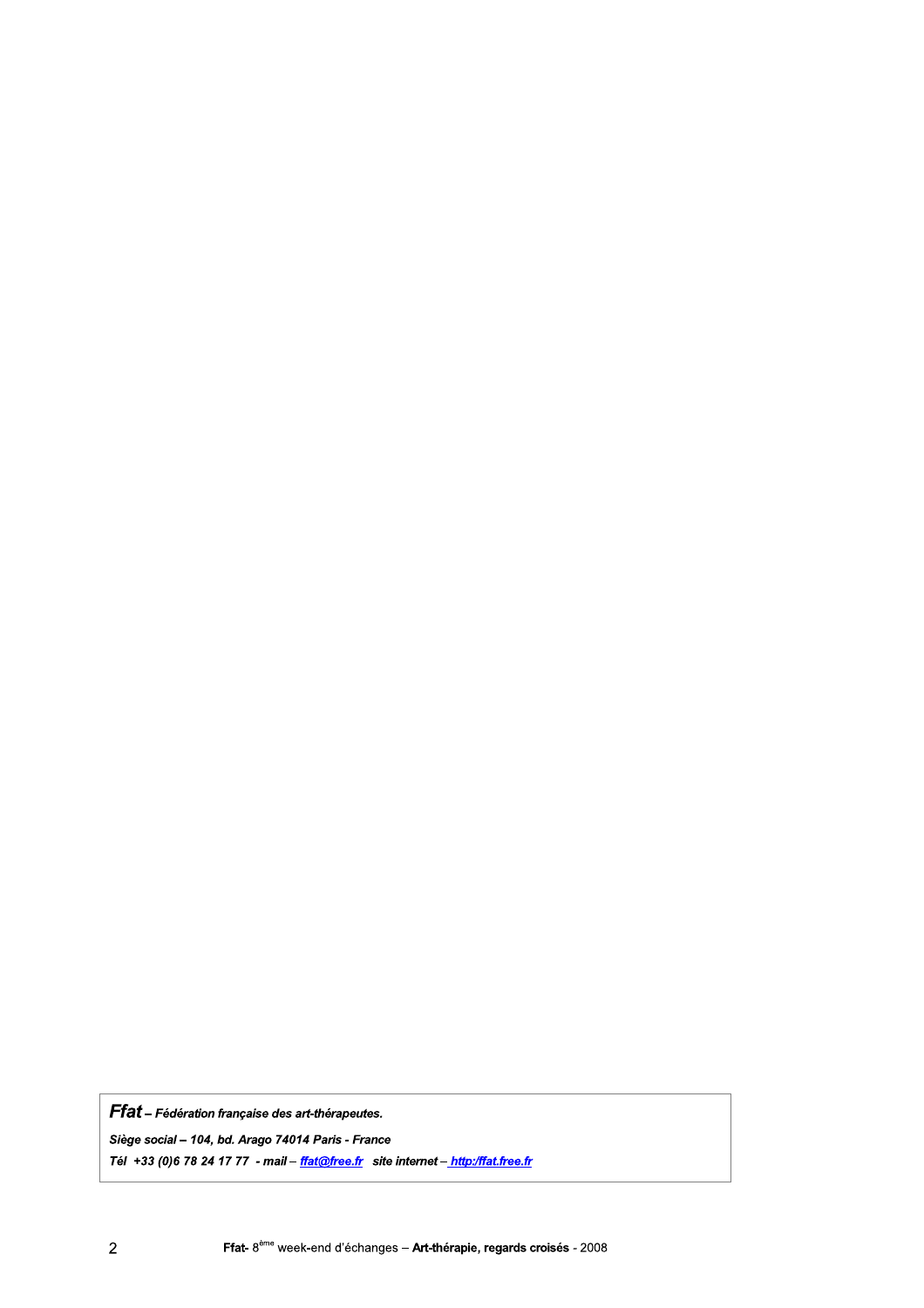***Ffat** – Fédération française des art-thérapeutes.*

***Siège social – 104, bd. Arago 74014 Paris - France***

***Tél +33 (0)6 78 24 17 77 - mail – [ffat@free.fr](mailto:ffat@free.fr) site internet – [http:/ffat.free.fr](http://ffat.free.fr)***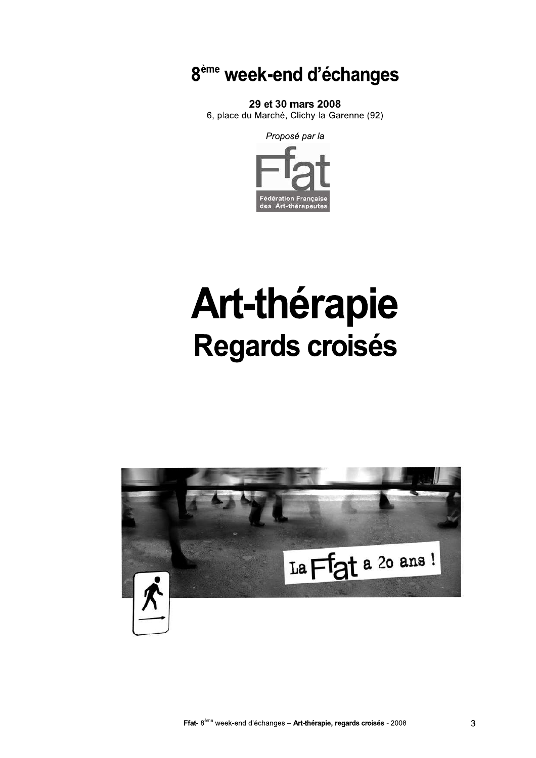# 8ème week-end d'échanges

**29 et 30 mars 2008**
6, place du Marché, Clichy-la-Garenne (92)

*Proposé par la*

Ffat
Fédération Française des Art-thérapeutes

# Art-thérapie
## Regards croisés

La Ffat a 20 ans !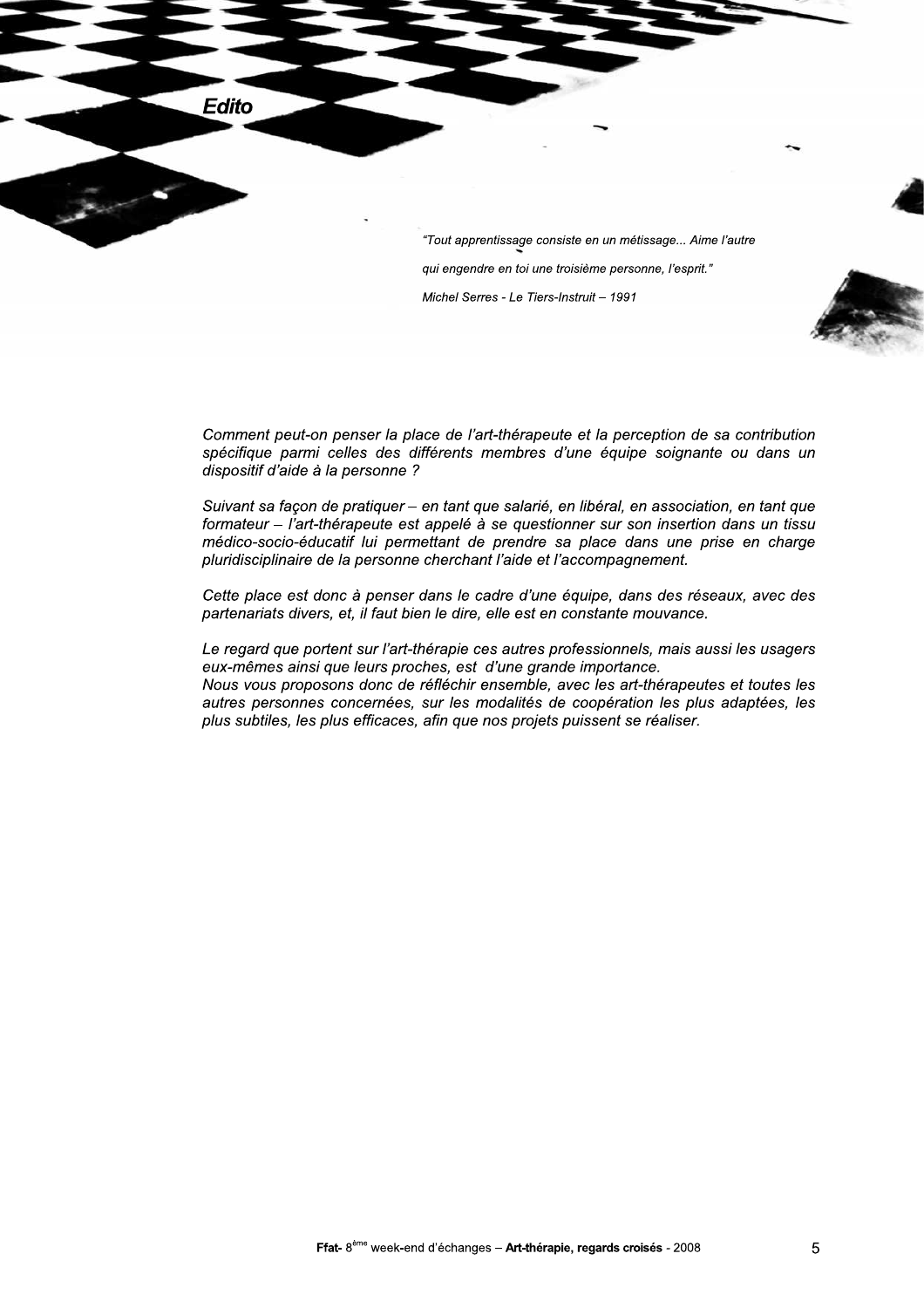## *Edito*

> *"Tout apprentissage consiste en un métissage... Aime l'autre qui engendre en toi une troisième personne, l'esprit."*
>
> *Michel Serres - Le Tiers-Instruit – 1991*

*Comment peut-on penser la place de l'art-thérapeute et la perception de sa contribution spécifique parmi celles des différents membres d'une équipe soignante ou dans un dispositif d'aide à la personne ?*

*Suivant sa façon de pratiquer – en tant que salarié, en libéral, en association, en tant que formateur – l'art-thérapeute est appelé à se questionner sur son insertion dans un tissu médico-socio-éducatif lui permettant de prendre sa place dans une prise en charge pluridisciplinaire de la personne cherchant l'aide et l'accompagnement.*

*Cette place est donc à penser dans le cadre d'une équipe, dans des réseaux, avec des partenariats divers, et, il faut bien le dire, elle est en constante mouvance.*

*Le regard que portent sur l'art-thérapie ces autres professionnels, mais aussi les usagers eux-mêmes ainsi que leurs proches, est d'une grande importance.*
*Nous vous proposons donc de réfléchir ensemble, avec les art-thérapeutes et toutes les autres personnes concernées, sur les modalités de coopération les plus adaptées, les plus subtiles, les plus efficaces, afin que nos projets puissent se réaliser.*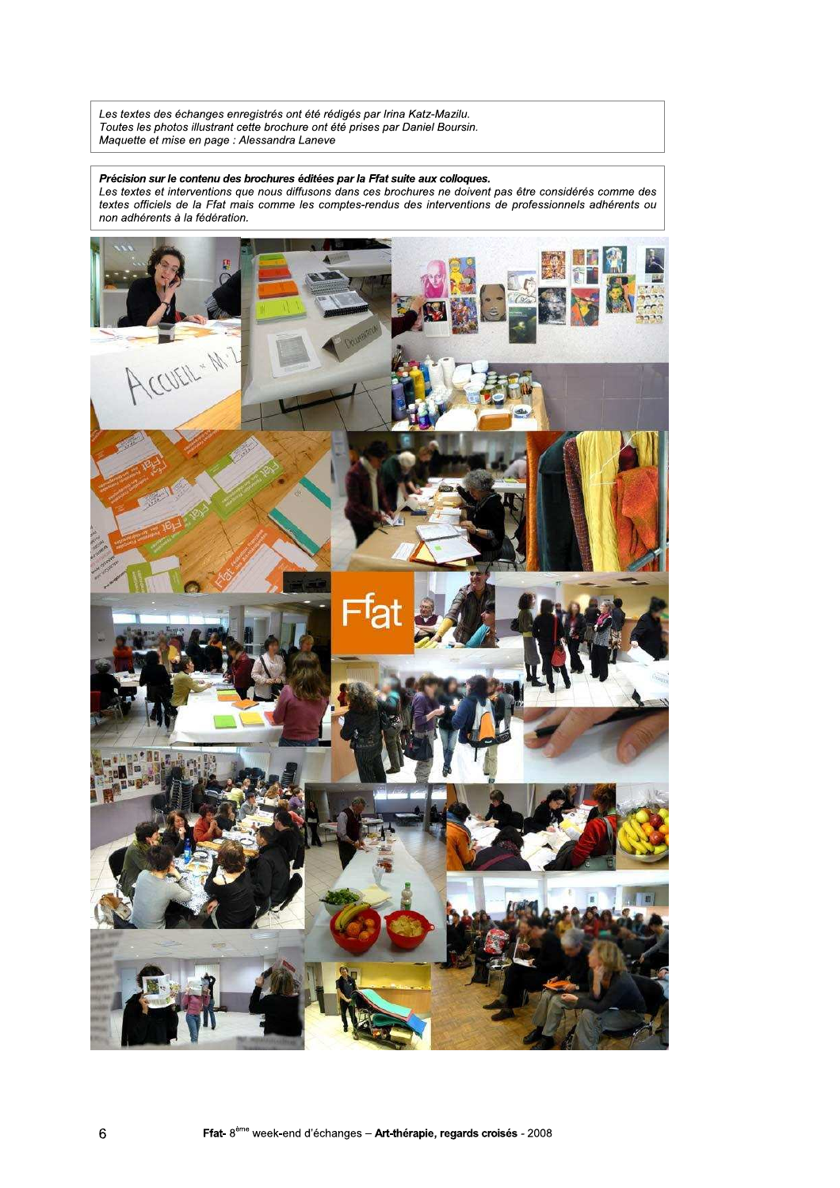*Les textes des échanges enregistrés ont été rédigés par Irina Katz-Mazilu.*
*Toutes les photos illustrant cette brochure ont été prises par Daniel Boursin.*
*Maquette et mise en page : Alessandra Laneve*

***Précision sur le contenu des brochures éditées par la Ffat suite aux colloques.***
*Les textes et interventions que nous diffusons dans ces brochures ne doivent pas être considérés comme des textes officiels de la Ffat mais comme les comptes-rendus des interventions de professionnels adhérents ou non adhérents à la fédération.*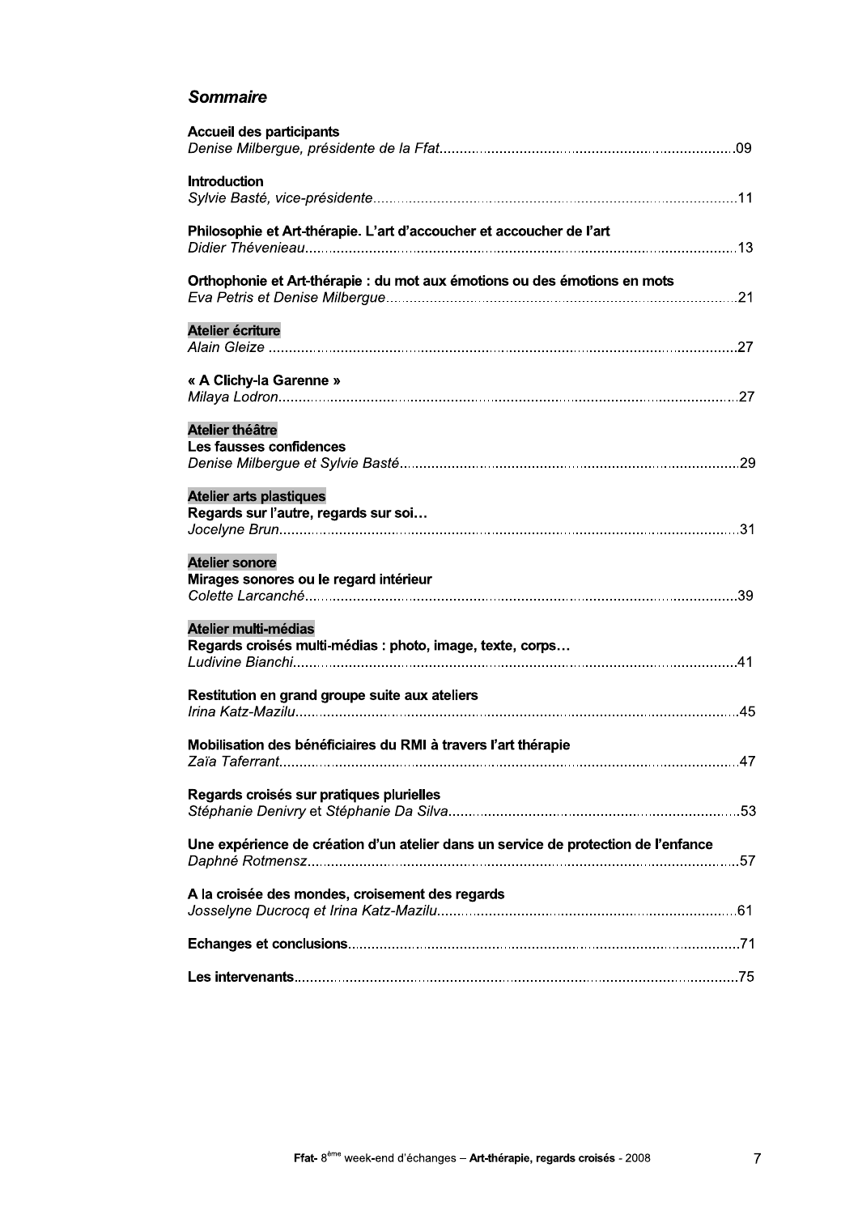## *Sommaire*

**Accueil des participants**
*Denise Milbergue, présidente de la Ffat*.........................................................................09

**Introduction**
*Sylvie Basté, vice-présidente*.........................................................................................11

**Philosophie et Art-thérapie. L'art d'accoucher et accoucher de l'art**
*Didier Thévenieau*........................................................................................................13

**Orthophonie et Art-thérapie : du mot aux émotions ou des émotions en mots**
*Eva Petris et Denise Milbergue*......................................................................................21

**Atelier écriture**
*Alain Gleize* .................................................................................................................27

**« A Clichy-la Garenne »**
*Milaya Lodron*...............................................................................................................27

**Atelier théâtre**
**Les fausses confidences**
*Denise Milbergue et Sylvie Basté*..................................................................................29

**Atelier arts plastiques**
**Regards sur l'autre, regards sur soi…**
*Jocelyne Brun*...............................................................................................................31

**Atelier sonore**
**Mirages sonores ou le regard intérieur**
*Colette Larcanché*.........................................................................................................39

**Atelier multi-médias**
**Regards croisés multi-médias : photo, image, texte, corps…**
*Ludivine Bianchi*............................................................................................................41

**Restitution en grand groupe suite aux ateliers**
*Irina Katz-Mazilu*............................................................................................................45

**Mobilisation des bénéficiaires du RMI à travers l'art thérapie**
*Zaïa Taferrant*................................................................................................................47

**Regards croisés sur pratiques plurielles**
*Stéphanie Denivry* et *Stéphanie Da Silva*.......................................................................53

**Une expérience de création d'un atelier dans un service de protection de l'enfance**
*Daphné Rotmensz*..........................................................................................................57

**A la croisée des mondes, croisement des regards**
*Josselyne Ducrocq et Irina Katz-Mazilu*..........................................................................61

**Echanges et conclusions**................................................................................................71

**Les intervenants**.............................................................................................................75